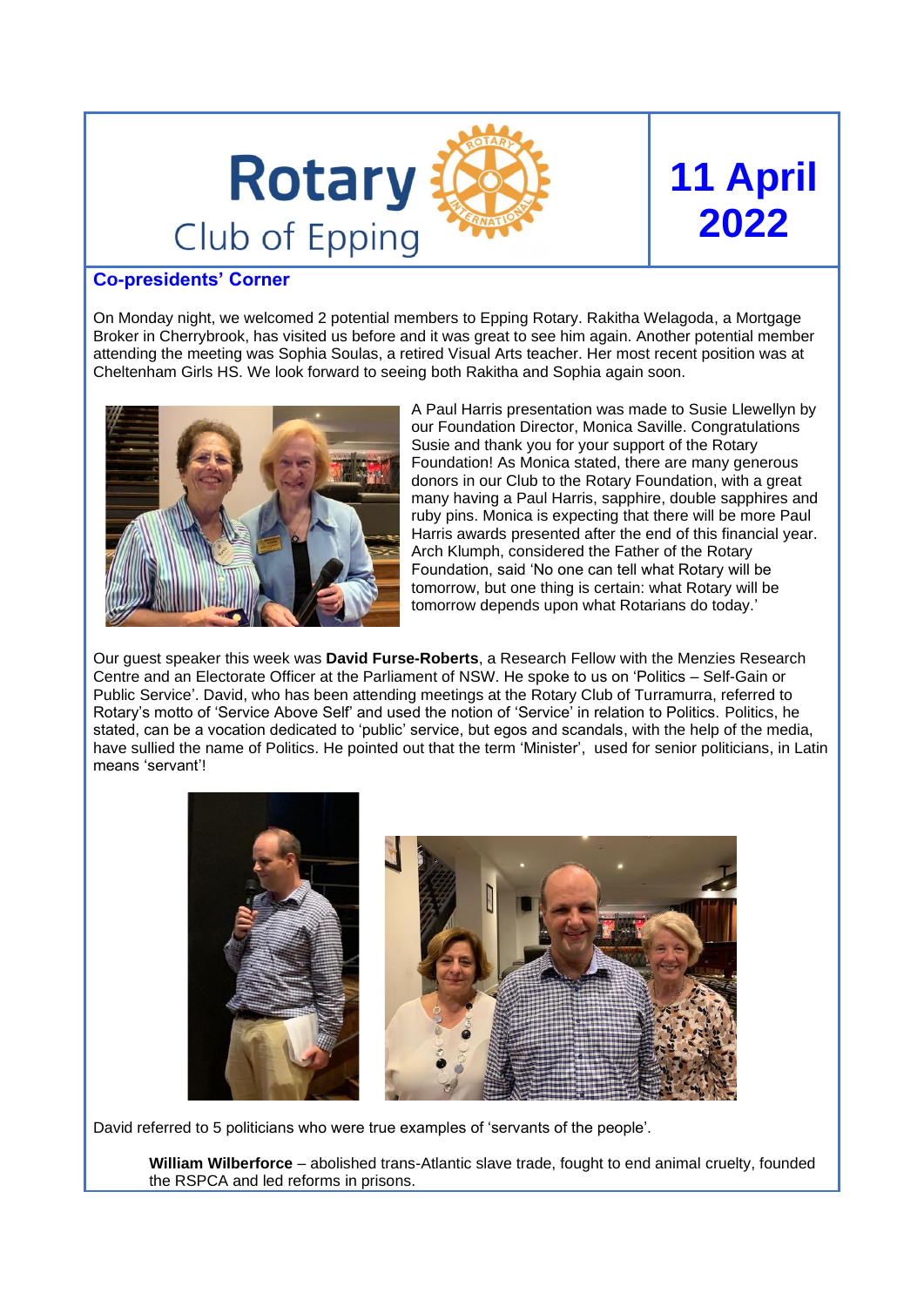# Rotary Club of Epping

# 11 April 2022

## Co-presidents' Corner

On Monday night, we welcomed 2 potential members to Epping Rotary. Rakitha Welagoda, a Mortgage Broker in Cherrybrook, has visited us before and it was great to see him again. Another potential member attending the meeting was Sophia Soulas, a retired Visual Arts teacher. Her most recent position was at Cheltenham Girls HS. We look forward to seeing both Rakitha and Sophia again soon.

A Paul Harris presentation was made to Susie Llewellyn by our Foundation Director, Monica Saville. Congratulations Susie and thank you for your support of the Rotary Foundation! As Monica stated, there are many generous donors in our Club to the Rotary Foundation, with a great many having a Paul Harris, sapphire, double sapphires and ruby pins. Monica is expecting that there will be more Paul Harris awards presented after the end of this financial year. Arch Klumph, considered the Father of the Rotary Foundation, said 'No one can tell what Rotary will be tomorrow, but one thing is certain: what Rotary will be tomorrow depends upon what Rotarians do today.'

Our guest speaker this week was **David Furse-Roberts**, a Research Fellow with the Menzies Research Centre and an Electorate Officer at the Parliament of NSW. He spoke to us on 'Politics – Self-Gain or Public Service'. David, who has been attending meetings at the Rotary Club of Turramurra, referred to Rotary's motto of 'Service Above Self' and used the notion of 'Service' in relation to Politics. Politics, he stated, can be a vocation dedicated to 'public' service, but egos and scandals, with the help of the media, have sullied the name of Politics. He pointed out that the term 'Minister', used for senior politicians, in Latin means 'servant'!

David referred to 5 politicians who were true examples of 'servants of the people'.

> **William Wilberforce** – abolished trans-Atlantic slave trade, fought to end animal cruelty, founded the RSPCA and led reforms in prisons.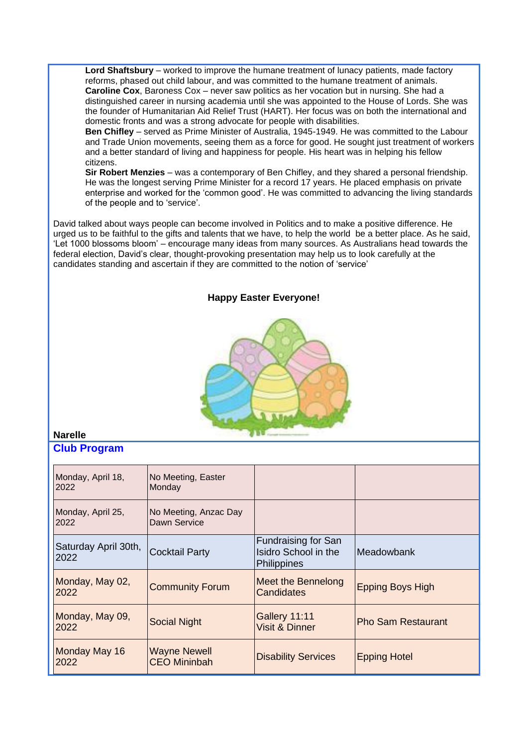**Lord Shaftsbury** – worked to improve the humane treatment of lunacy patients, made factory reforms, phased out child labour, and was committed to the humane treatment of animals.
**Caroline Cox**, Baroness Cox – never saw politics as her vocation but in nursing. She had a distinguished career in nursing academia until she was appointed to the House of Lords. She was the founder of Humanitarian Aid Relief Trust (HART). Her focus was on both the international and domestic fronts and was a strong advocate for people with disabilities.
**Ben Chifley** – served as Prime Minister of Australia, 1945-1949. He was committed to the Labour and Trade Union movements, seeing them as a force for good. He sought just treatment of workers and a better standard of living and happiness for people. His heart was in helping his fellow citizens.
**Sir Robert Menzies** – was a contemporary of Ben Chifley, and they shared a personal friendship. He was the longest serving Prime Minister for a record 17 years. He placed emphasis on private enterprise and worked for the 'common good'. He was committed to advancing the living standards of the people and to 'service'.

David talked about ways people can become involved in Politics and to make a positive difference. He urged us to be faithful to the gifts and talents that we have, to help the world be a better place. As he said, 'Let 1000 blossoms bloom' – encourage many ideas from many sources. As Australians head towards the federal election, David's clear, thought-provoking presentation may help us to look carefully at the candidates standing and ascertain if they are committed to the notion of 'service'

**Happy Easter Everyone!**

**Narelle**

## Club Program

| | | | |
|---|---|---|---|
| Monday, April 18, 2022 | No Meeting, Easter Monday | | |
| Monday, April 25, 2022 | No Meeting, Anzac Day Dawn Service | | |
| Saturday April 30th, 2022 | Cocktail Party | Fundraising for San Isidro School in the Philippines | Meadowbank |
| Monday, May 02, 2022 | Community Forum | Meet the Bennelong Candidates | Epping Boys High |
| Monday, May 09, 2022 | Social Night | Gallery 11:11 Visit & Dinner | Pho Sam Restaurant |
| Monday May 16 2022 | Wayne Newell CEO Mininbah | Disability Services | Epping Hotel |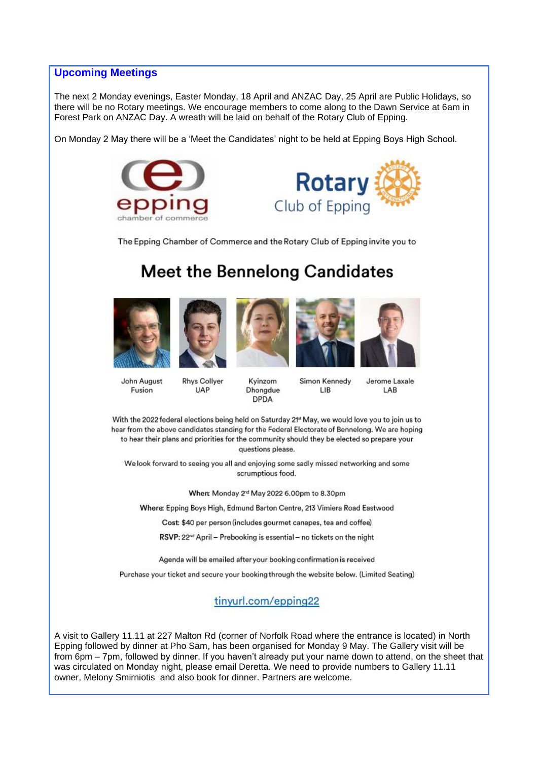## Upcoming Meetings

The next 2 Monday evenings, Easter Monday, 18 April and ANZAC Day, 25 April are Public Holidays, so there will be no Rotary meetings. We encourage members to come along to the Dawn Service at 6am in Forest Park on ANZAC Day. A wreath will be laid on behalf of the Rotary Club of Epping.

On Monday 2 May there will be a 'Meet the Candidates' night to be held at Epping Boys High School.

epping chamber of commerce

Rotary Club of Epping

The Epping Chamber of Commerce and the Rotary Club of Epping invite you to

# Meet the Bennelong Candidates

| John August | Rhys Collyer | Kyinzom Dhongdue | Simon Kennedy | Jerome Laxale |
|---|---|---|---|---|
| Fusion | UAP | DPDA | LIB | LAB |

With the 2022 federal elections being held on Saturday 21st May, we would love you to join us to hear from the above candidates standing for the Federal Electorate of Bennelong. We are hoping to hear their plans and priorities for the community should they be elected so prepare your questions please.

We look forward to seeing you all and enjoying some sadly missed networking and some scrumptious food.

**When:** Monday 2nd May 2022 6.00pm to 8.30pm

**Where:** Epping Boys High, Edmund Barton Centre, 213 Vimiera Road Eastwood

**Cost:** $40 per person (includes gourmet canapes, tea and coffee)

**RSVP:** 22nd April – Prebooking is essential – no tickets on the night

Agenda will be emailed after your booking confirmation is received

Purchase your ticket and secure your booking through the website below. (Limited Seating)

tinyurl.com/epping22

A visit to Gallery 11.11 at 227 Malton Rd (corner of Norfolk Road where the entrance is located) in North Epping followed by dinner at Pho Sam, has been organised for Monday 9 May. The Gallery visit will be from 6pm – 7pm, followed by dinner. If you haven't already put your name down to attend, on the sheet that was circulated on Monday night, please email Deretta. We need to provide numbers to Gallery 11.11 owner, Melony Smirniotis and also book for dinner. Partners are welcome.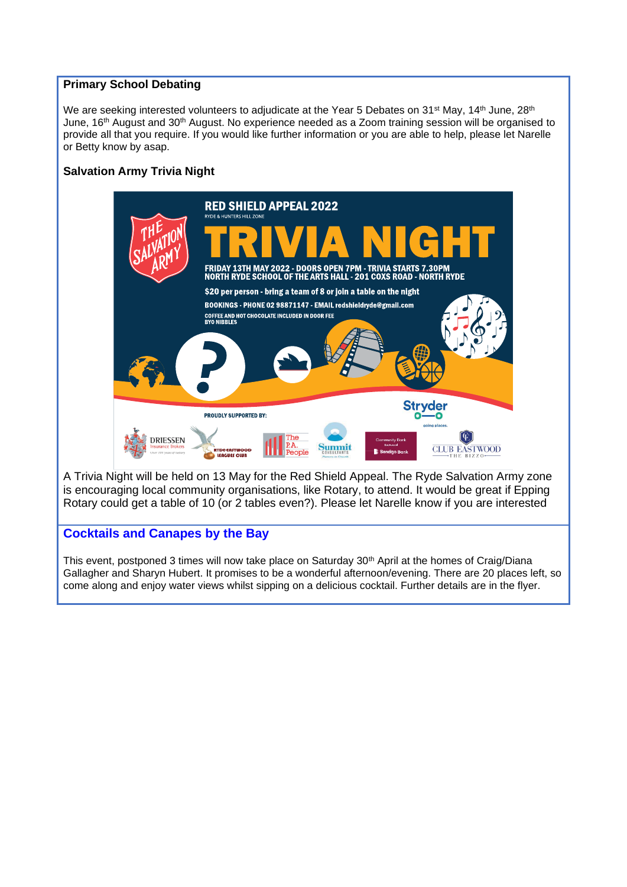### Primary School Debating

We are seeking interested volunteers to adjudicate at the Year 5 Debates on 31st May, 14th June, 28th June, 16th August and 30th August. No experience needed as a Zoom training session will be organised to provide all that you require. If you would like further information or you are able to help, please let Narelle or Betty know by asap.

### Salvation Army Trivia Night

**RED SHIELD APPEAL 2022**
RYDE & HUNTERS HILL ZONE

**TRIVIA NIGHT**

FRIDAY 13TH MAY 2022 - DOORS OPEN 7PM - TRIVIA STARTS 7.30PM
NORTH RYDE SCHOOL OF THE ARTS HALL - 201 COXS ROAD - NORTH RYDE

$20 per person - bring a team of 8 or join a table on the night

BOOKINGS - PHONE 02 98871147 - EMAIL redshieldryde@gmail.com

COFFEE AND HOT CHOCOLATE INCLUDED IN DOOR FEE
BYO NIBBLES

PROUDLY SUPPORTED BY: Driessen Insurance Brokers, Ryde-Eastwood Leagues Club, The P.A. People, Summit Consultants, Community Bank Eastwood Bendigo Bank, Stryder, Club Eastwood The Bizzo

A Trivia Night will be held on 13 May for the Red Shield Appeal. The Ryde Salvation Army zone is encouraging local community organisations, like Rotary, to attend. It would be great if Epping Rotary could get a table of 10 (or 2 tables even?). Please let Narelle know if you are interested

### Cocktails and Canapes by the Bay

This event, postponed 3 times will now take place on Saturday 30th April at the homes of Craig/Diana Gallagher and Sharyn Hubert. It promises to be a wonderful afternoon/evening. There are 20 places left, so come along and enjoy water views whilst sipping on a delicious cocktail. Further details are in the flyer.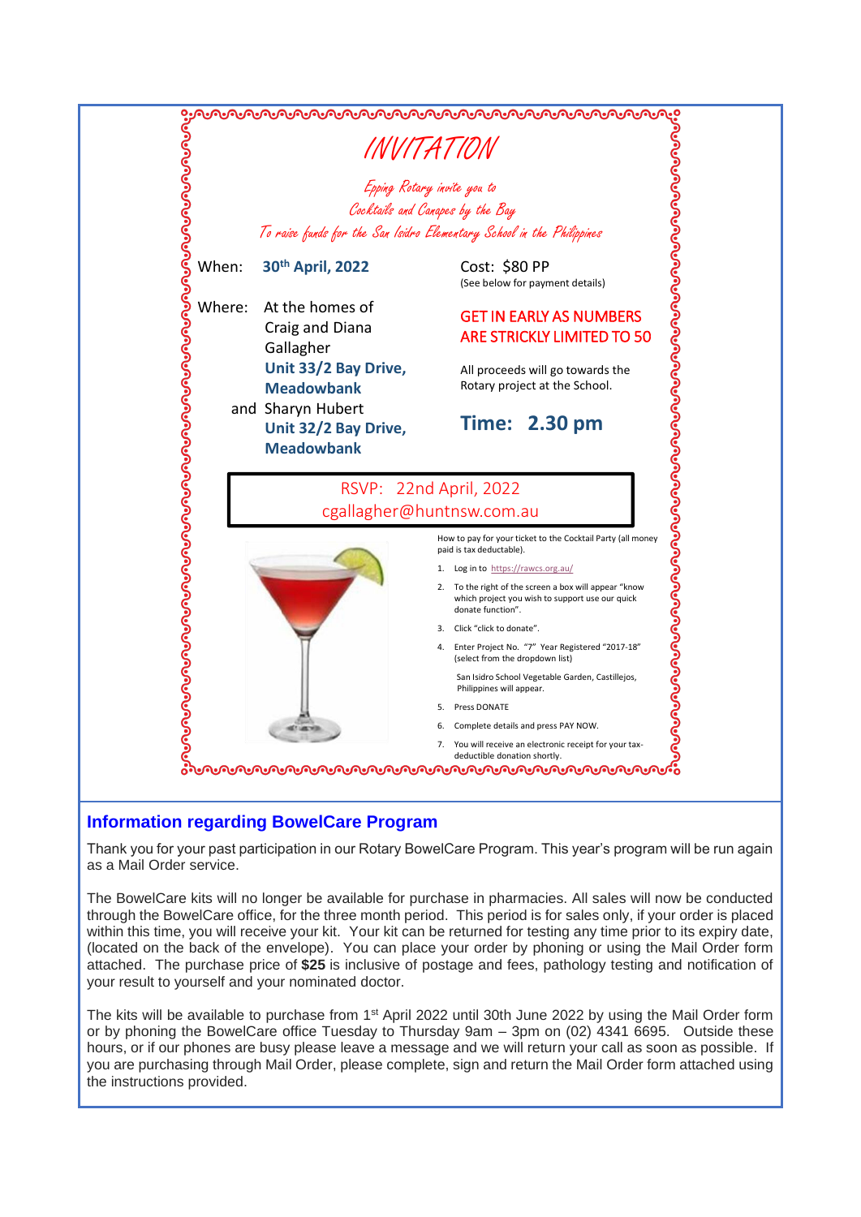# INVITATION

*Epping Rotary invite you to*
*Cocktails and Canapes by the Bay*
*To raise funds for the San Isidro Elementary School in the Philippines*

When: **30th April, 2022**

Where: At the homes of Craig and Diana Gallagher
**Unit 33/2 Bay Drive, Meadowbank**
and Sharyn Hubert
**Unit 32/2 Bay Drive, Meadowbank**

Cost: $80 PP
(See below for payment details)

GET IN EARLY AS NUMBERS ARE STRICKLY LIMITED TO 50

All proceeds will go towards the Rotary project at the School.

**Time: 2.30 pm**

RSVP: 22nd April, 2022
cgallagher@huntnsw.com.au

How to pay for your ticket to the Cocktail Party (all money paid is tax deductable).

1. Log in to https://rawcs.org.au/
2. To the right of the screen a box will appear "know which project you wish to support use our quick donate function".
3. Click "click to donate".
4. Enter Project No. "7" Year Registered "2017-18" (select from the dropdown list)

   San Isidro School Vegetable Garden, Castillejos, Philippines will appear.
5. Press DONATE
6. Complete details and press PAY NOW.
7. You will receive an electronic receipt for your tax-deductible donation shortly.

## Information regarding BowelCare Program

Thank you for your past participation in our Rotary BowelCare Program. This year's program will be run again as a Mail Order service.

The BowelCare kits will no longer be available for purchase in pharmacies. All sales will now be conducted through the BowelCare office, for the three month period. This period is for sales only, if your order is placed within this time, you will receive your kit. Your kit can be returned for testing any time prior to its expiry date, (located on the back of the envelope). You can place your order by phoning or using the Mail Order form attached. The purchase price of **$25** is inclusive of postage and fees, pathology testing and notification of your result to yourself and your nominated doctor.

The kits will be available to purchase from 1st April 2022 until 30th June 2022 by using the Mail Order form or by phoning the BowelCare office Tuesday to Thursday 9am – 3pm on (02) 4341 6695. Outside these hours, or if our phones are busy please leave a message and we will return your call as soon as possible. If you are purchasing through Mail Order, please complete, sign and return the Mail Order form attached using the instructions provided.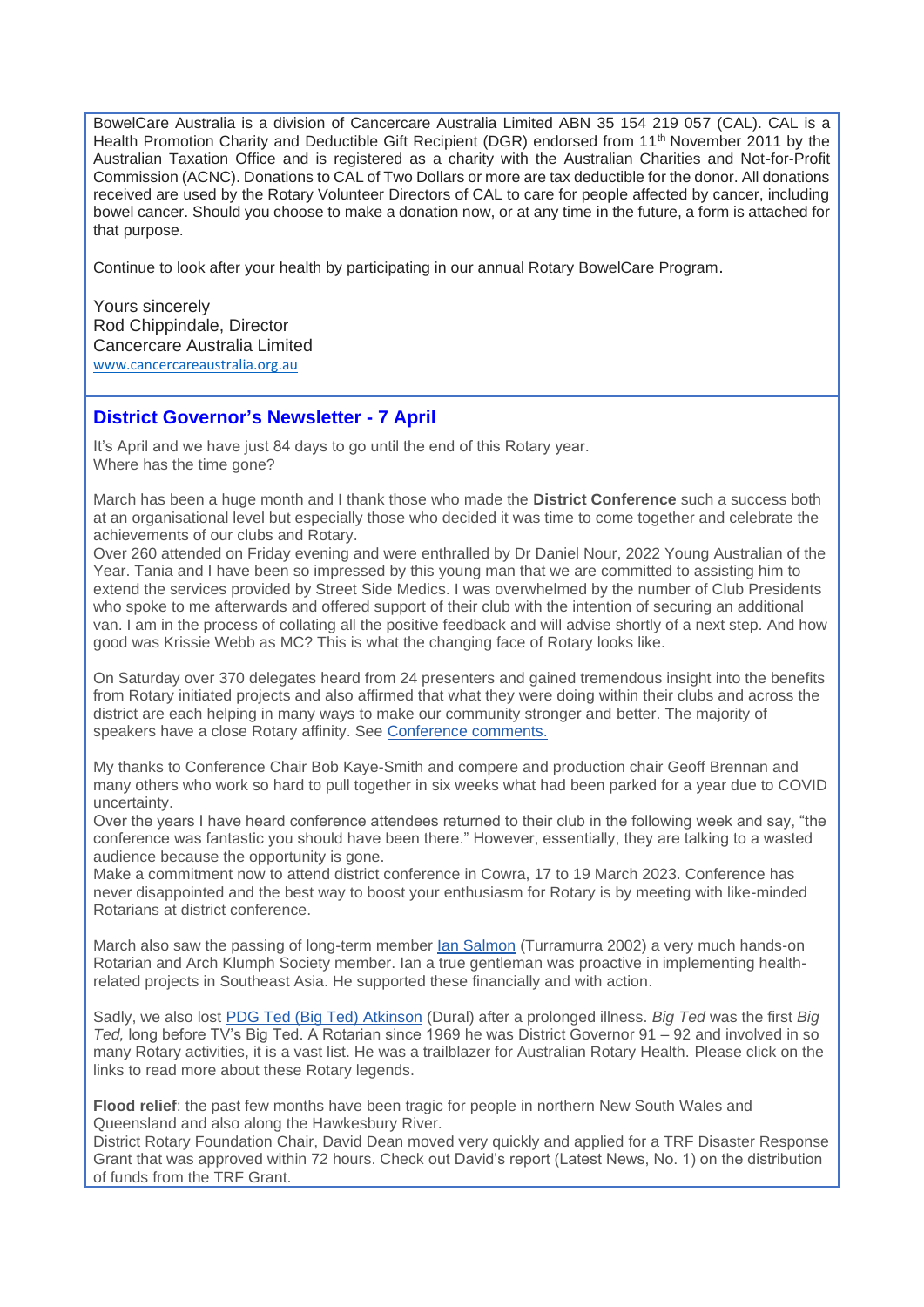BowelCare Australia is a division of Cancercare Australia Limited ABN 35 154 219 057 (CAL). CAL is a Health Promotion Charity and Deductible Gift Recipient (DGR) endorsed from 11th November 2011 by the Australian Taxation Office and is registered as a charity with the Australian Charities and Not-for-Profit Commission (ACNC). Donations to CAL of Two Dollars or more are tax deductible for the donor. All donations received are used by the Rotary Volunteer Directors of CAL to care for people affected by cancer, including bowel cancer. Should you choose to make a donation now, or at any time in the future, a form is attached for that purpose.

Continue to look after your health by participating in our annual Rotary BowelCare Program.

Yours sincerely
Rod Chippindale, Director
Cancercare Australia Limited
[www.cancercareaustralia.org.au](http://www.cancercareaustralia.org.au)

## District Governor's Newsletter - 7 April

It's April and we have just 84 days to go until the end of this Rotary year.
Where has the time gone?

March has been a huge month and I thank those who made the **District Conference** such a success both at an organisational level but especially those who decided it was time to come together and celebrate the achievements of our clubs and Rotary.
Over 260 attended on Friday evening and were enthralled by Dr Daniel Nour, 2022 Young Australian of the Year. Tania and I have been so impressed by this young man that we are committed to assisting him to extend the services provided by Street Side Medics. I was overwhelmed by the number of Club Presidents who spoke to me afterwards and offered support of their club with the intention of securing an additional van. I am in the process of collating all the positive feedback and will advise shortly of a next step. And how good was Krissie Webb as MC? This is what the changing face of Rotary looks like.

On Saturday over 370 delegates heard from 24 presenters and gained tremendous insight into the benefits from Rotary initiated projects and also affirmed that what they were doing within their clubs and across the district are each helping in many ways to make our community stronger and better. The majority of speakers have a close Rotary affinity. See Conference comments.

My thanks to Conference Chair Bob Kaye-Smith and compere and production chair Geoff Brennan and many others who work so hard to pull together in six weeks what had been parked for a year due to COVID uncertainty.
Over the years I have heard conference attendees returned to their club in the following week and say, "the conference was fantastic you should have been there." However, essentially, they are talking to a wasted audience because the opportunity is gone.
Make a commitment now to attend district conference in Cowra, 17 to 19 March 2023. Conference has never disappointed and the best way to boost your enthusiasm for Rotary is by meeting with like-minded Rotarians at district conference.

March also saw the passing of long-term member Ian Salmon (Turramurra 2002) a very much hands-on Rotarian and Arch Klumph Society member. Ian a true gentleman was proactive in implementing health-related projects in Southeast Asia. He supported these financially and with action.

Sadly, we also lost PDG Ted (Big Ted) Atkinson (Dural) after a prolonged illness. *Big Ted* was the first *Big Ted,* long before TV's Big Ted. A Rotarian since 1969 he was District Governor 91 – 92 and involved in so many Rotary activities, it is a vast list. He was a trailblazer for Australian Rotary Health. Please click on the links to read more about these Rotary legends.

**Flood relief**: the past few months have been tragic for people in northern New South Wales and Queensland and also along the Hawkesbury River.
District Rotary Foundation Chair, David Dean moved very quickly and applied for a TRF Disaster Response Grant that was approved within 72 hours. Check out David's report (Latest News, No. 1) on the distribution of funds from the TRF Grant.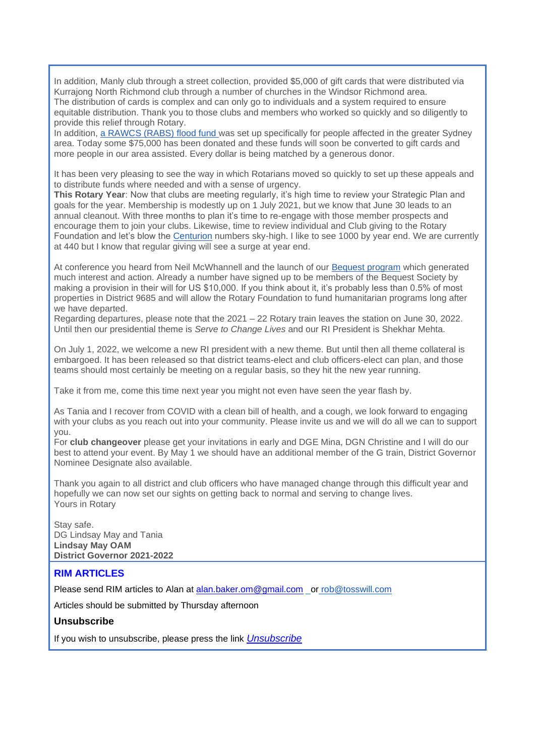In addition, Manly club through a street collection, provided $5,000 of gift cards that were distributed via Kurrajong North Richmond club through a number of churches in the Windsor Richmond area.
The distribution of cards is complex and can only go to individuals and a system required to ensure equitable distribution. Thank you to those clubs and members who worked so quickly and so diligently to provide this relief through Rotary.
In addition, a RAWCS (RABS) flood fund was set up specifically for people affected in the greater Sydney area. Today some $75,000 has been donated and these funds will soon be converted to gift cards and more people in our area assisted. Every dollar is being matched by a generous donor.

It has been very pleasing to see the way in which Rotarians moved so quickly to set up these appeals and to distribute funds where needed and with a sense of urgency.
**This Rotary Year**: Now that clubs are meeting regularly, it's high time to review your Strategic Plan and goals for the year. Membership is modestly up on 1 July 2021, but we know that June 30 leads to an annual cleanout. With three months to plan it's time to re-engage with those member prospects and encourage them to join your clubs. Likewise, time to review individual and Club giving to the Rotary Foundation and let's blow the Centurion numbers sky-high. I like to see 1000 by year end. We are currently at 440 but I know that regular giving will see a surge at year end.

At conference you heard from Neil McWhannell and the launch of our Bequest program which generated much interest and action. Already a number have signed up to be members of the Bequest Society by making a provision in their will for US $10,000. If you think about it, it's probably less than 0.5% of most properties in District 9685 and will allow the Rotary Foundation to fund humanitarian programs long after we have departed.
Regarding departures, please note that the 2021 – 22 Rotary train leaves the station on June 30, 2022. Until then our presidential theme is *Serve to Change Lives* and our RI President is Shekhar Mehta.

On July 1, 2022, we welcome a new RI president with a new theme. But until then all theme collateral is embargoed. It has been released so that district teams-elect and club officers-elect can plan, and those teams should most certainly be meeting on a regular basis, so they hit the new year running.

Take it from me, come this time next year you might not even have seen the year flash by.

As Tania and I recover from COVID with a clean bill of health, and a cough, we look forward to engaging with your clubs as you reach out into your community. Please invite us and we will do all we can to support you.
For **club changeover** please get your invitations in early and DGE Mina, DGN Christine and I will do our best to attend your event. By May 1 we should have an additional member of the G train, District Governor Nominee Designate also available.

Thank you again to all district and club officers who have managed change through this difficult year and hopefully we can now set our sights on getting back to normal and serving to change lives.
Yours in Rotary

Stay safe.
DG Lindsay May and Tania
**Lindsay May OAM**
**District Governor 2021-2022**

## RIM ARTICLES

Please send RIM articles to Alan at alan.baker.om@gmail.com or rob@tosswill.com

Articles should be submitted by Thursday afternoon

### Unsubscribe

If you wish to unsubscribe, please press the link *Unsubscribe*